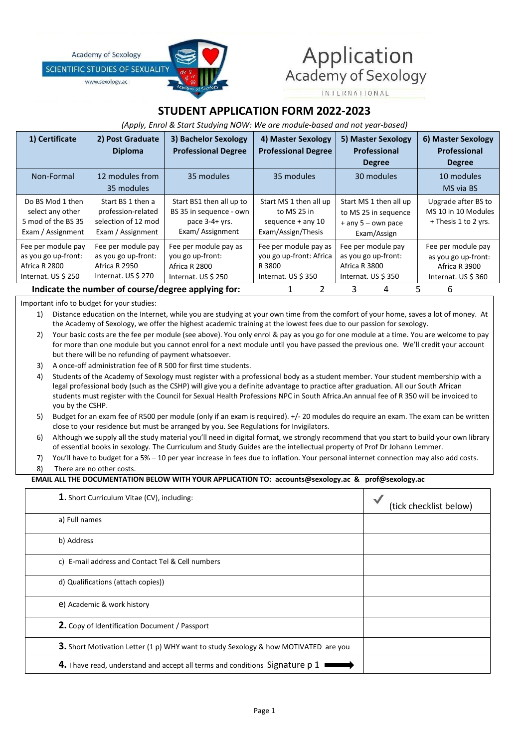Academy of Sexology
SCIENTIFIC STUDIES OF SEXUALITY
www.sexology.ac

# Application
## Academy of Sexology
INTERNATIONAL

## STUDENT APPLICATION FORM 2022-2023

*(Apply, Enrol & Start Studying NOW: We are module-based and not year-based)*

| 1) Certificate | 2) Post Graduate Diploma | 3) Bachelor Sexology Professional Degree | 4) Master Sexology Professional Degree | 5) Master Sexology Professional Degree | 6) Master Sexology Professional Degree |
|---|---|---|---|---|---|
| Non-Formal | 12 modules from 35 modules | 35 modules | 35 modules | 30 modules | 10 modules MS via BS |
| Do BS Mod 1 then select any other 5 mod of the BS 35 Exam / Assignment | Start BS 1 then a profession-related selection of 12 mod Exam / Assignment | Start BS1 then all up to BS 35 in sequence - own pace 3-4+ yrs. Exam/ Assignment | Start MS 1 then all up to MS 25 in sequence + any 10 Exam/Assign/Thesis | Start MS 1 then all up to MS 25 in sequence + any 5 – own pace Exam/Assign | Upgrade after BS to MS 10 in 10 Modules + Thesis 1 to 2 yrs. |
| Fee per module pay as you go up-front: Africa R 2800 Internat. US $ 250 | Fee per module pay as you go up-front: Africa R 2950 Internat. US $ 270 | Fee per module pay as you go up-front: Africa R 2800 Internat. US $ 250 | Fee per module pay as you go up-front: Africa R 3800 Internat. US $ 350 | Fee per module pay as you go up-front: Africa R 3800 Internat. US $ 350 | Fee per module pay as you go up-front: Africa R 3900 Internat. US $ 360 |

**Indicate the number of course/degree applying for:** 1 2 3 4 5 6

Important info to budget for your studies:

1) Distance education on the Internet, while you are studying at your own time from the comfort of your home, saves a lot of money. At the Academy of Sexology, we offer the highest academic training at the lowest fees due to our passion for sexology.
2) Your basic costs are the fee per module (see above). You only enrol & pay as you go for one module at a time. You are welcome to pay for more than one module but you cannot enrol for a next module until you have passed the previous one. We'll credit your account but there will be no refunding of payment whatsoever.
3) A once-off administration fee of R 500 for first time students.
4) Students of the Academy of Sexology must register with a professional body as a student member. Your student membership with a legal professional body (such as the CSHP) will give you a definite advantage to practice after graduation. All our South African students must register with the Council for Sexual Health Professions NPC in South Africa.An annual fee of R 350 will be invoiced to you by the CSHP.
5) Budget for an exam fee of R500 per module (only if an exam is required). +/- 20 modules do require an exam. The exam can be written close to your residence but must be arranged by you. See Regulations for Invigilators.
6) Although we supply all the study material you'll need in digital format, we strongly recommend that you start to build your own library of essential books in sexology. The Curriculum and Study Guides are the intellectual property of Prof Dr Johann Lemmer.
7) You'll have to budget for a 5% – 10 per year increase in fees due to inflation. Your personal internet connection may also add costs.
8) There are no other costs.

**EMAIL ALL THE DOCUMENTATION BELOW WITH YOUR APPLICATION TO: accounts@sexology.ac & prof@sexology.ac**

| **1.** Short Curriculum Vitae (CV), including: | ✓ (tick checklist below) |
|---|---|
| a) Full names | |
| b) Address | |
| c) E-mail address and Contact Tel & Cell numbers | |
| d) Qualifications (attach copies)) | |
| e) Academic & work history | |
| **2.** Copy of Identification Document / Passport | |
| **3.** Short Motivation Letter (1 p) WHY want to study Sexology & how MOTIVATED are you | |
| **4.** I have read, understand and accept all terms and conditions Signature p 1 ➡ | |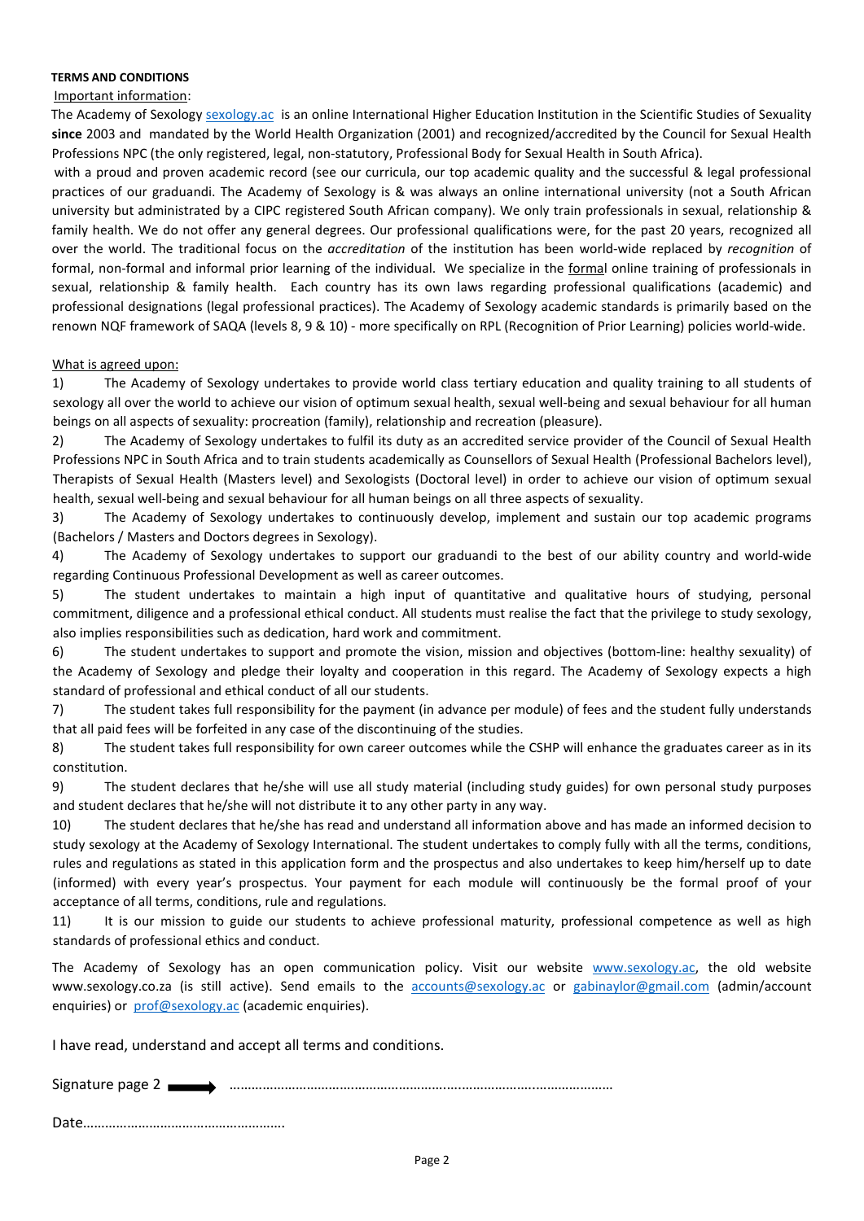**TERMS AND CONDITIONS**

Important information:

The Academy of Sexology sexology.ac is an online International Higher Education Institution in the Scientific Studies of Sexuality **since** 2003 and mandated by the World Health Organization (2001) and recognized/accredited by the Council for Sexual Health Professions NPC (the only registered, legal, non-statutory, Professional Body for Sexual Health in South Africa).

with a proud and proven academic record (see our curricula, our top academic quality and the successful & legal professional practices of our graduandi. The Academy of Sexology is & was always an online international university (not a South African university but administrated by a CIPC registered South African company). We only train professionals in sexual, relationship & family health. We do not offer any general degrees. Our professional qualifications were, for the past 20 years, recognized all over the world. The traditional focus on the *accreditation* of the institution has been world-wide replaced by *recognition* of formal, non-formal and informal prior learning of the individual. We specialize in the formal online training of professionals in sexual, relationship & family health. Each country has its own laws regarding professional qualifications (academic) and professional designations (legal professional practices). The Academy of Sexology academic standards is primarily based on the renown NQF framework of SAQA (levels 8, 9 & 10) - more specifically on RPL (Recognition of Prior Learning) policies world-wide.

What is agreed upon:

1) The Academy of Sexology undertakes to provide world class tertiary education and quality training to all students of sexology all over the world to achieve our vision of optimum sexual health, sexual well-being and sexual behaviour for all human beings on all aspects of sexuality: procreation (family), relationship and recreation (pleasure).

2) The Academy of Sexology undertakes to fulfil its duty as an accredited service provider of the Council of Sexual Health Professions NPC in South Africa and to train students academically as Counsellors of Sexual Health (Professional Bachelors level), Therapists of Sexual Health (Masters level) and Sexologists (Doctoral level) in order to achieve our vision of optimum sexual health, sexual well-being and sexual behaviour for all human beings on all three aspects of sexuality.

3) The Academy of Sexology undertakes to continuously develop, implement and sustain our top academic programs (Bachelors / Masters and Doctors degrees in Sexology).

4) The Academy of Sexology undertakes to support our graduandi to the best of our ability country and world-wide regarding Continuous Professional Development as well as career outcomes.

5) The student undertakes to maintain a high input of quantitative and qualitative hours of studying, personal commitment, diligence and a professional ethical conduct. All students must realise the fact that the privilege to study sexology, also implies responsibilities such as dedication, hard work and commitment.

6) The student undertakes to support and promote the vision, mission and objectives (bottom-line: healthy sexuality) of the Academy of Sexology and pledge their loyalty and cooperation in this regard. The Academy of Sexology expects a high standard of professional and ethical conduct of all our students.

7) The student takes full responsibility for the payment (in advance per module) of fees and the student fully understands that all paid fees will be forfeited in any case of the discontinuing of the studies.

8) The student takes full responsibility for own career outcomes while the CSHP will enhance the graduates career as in its constitution.

9) The student declares that he/she will use all study material (including study guides) for own personal study purposes and student declares that he/she will not distribute it to any other party in any way.

10) The student declares that he/she has read and understand all information above and has made an informed decision to study sexology at the Academy of Sexology International. The student undertakes to comply fully with all the terms, conditions, rules and regulations as stated in this application form and the prospectus and also undertakes to keep him/herself up to date (informed) with every year's prospectus. Your payment for each module will continuously be the formal proof of your acceptance of all terms, conditions, rule and regulations.

11) It is our mission to guide our students to achieve professional maturity, professional competence as well as high standards of professional ethics and conduct.

The Academy of Sexology has an open communication policy. Visit our website www.sexology.ac, the old website www.sexology.co.za (is still active). Send emails to the accounts@sexology.ac or gabinaylor@gmail.com (admin/account enquiries) or prof@sexology.ac (academic enquiries).

I have read, understand and accept all terms and conditions.

Signature page 2 ➡ ………………………………………………………………………………………………

Date……………………………………………….